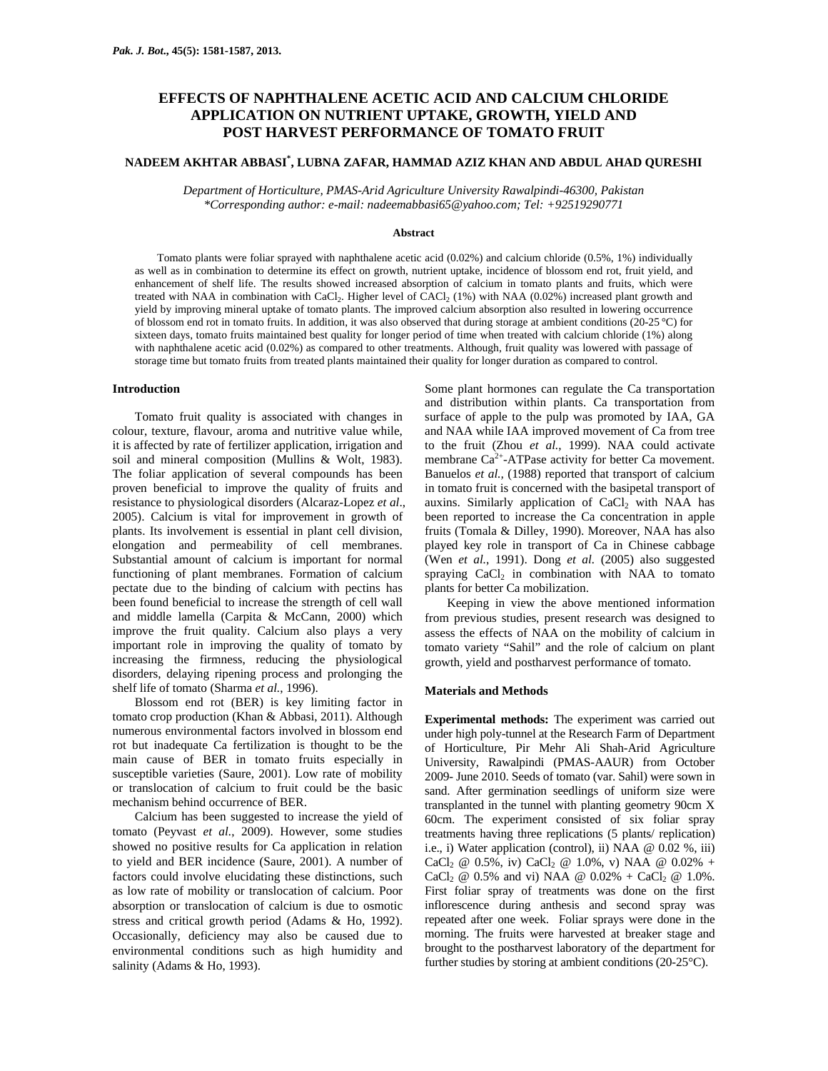# EFFECTS OF NAPHTHALENE ACETIC ACID AND CALCIUM CHLORIDE APPLICATION ON NUTRIENT UPTAKE, GROWTH, YIELD AND POST HARVEST PERFORMANCE OF TOMATO FRUIT

**NADEEM AKHTAR ABBASI[*], LUBNA ZAFAR, HAMMAD AZIZ KHAN AND ABDUL AHAD QURESHI**

*Department of Horticulture, PMAS-Arid Agriculture University Rawalpindi-46300, Pakistan*
*\*Corresponding author: e-mail: nadeemabbasi65@yahoo.com; Tel: +92519290771*

## Abstract

Tomato plants were foliar sprayed with naphthalene acetic acid (0.02%) and calcium chloride (0.5%, 1%) individually as well as in combination to determine its effect on growth, nutrient uptake, incidence of blossom end rot, fruit yield, and enhancement of shelf life. The results showed increased absorption of calcium in tomato plants and fruits, which were treated with NAA in combination with $CaCl_2$. Higher level of $CACl_2$ (1%) with NAA (0.02%) increased plant growth and yield by improving mineral uptake of tomato plants. The improved calcium absorption also resulted in lowering occurrence of blossom end rot in tomato fruits. In addition, it was also observed that during storage at ambient conditions (20-25 °C) for sixteen days, tomato fruits maintained best quality for longer period of time when treated with calcium chloride (1%) along with naphthalene acetic acid (0.02%) as compared to other treatments. Although, fruit quality was lowered with passage of storage time but tomato fruits from treated plants maintained their quality for longer duration as compared to control.

## Introduction

Tomato fruit quality is associated with changes in colour, texture, flavour, aroma and nutritive value while, it is affected by rate of fertilizer application, irrigation and soil and mineral composition (Mullins & Wolt, 1983). The foliar application of several compounds has been proven beneficial to improve the quality of fruits and resistance to physiological disorders (Alcaraz-Lopez *et al*., 2005). Calcium is vital for improvement in growth of plants. Its involvement is essential in plant cell division, elongation and permeability of cell membranes. Substantial amount of calcium is important for normal functioning of plant membranes. Formation of calcium pectate due to the binding of calcium with pectins has been found beneficial to increase the strength of cell wall and middle lamella (Carpita & McCann, 2000) which improve the fruit quality. Calcium also plays a very important role in improving the quality of tomato by increasing the firmness, reducing the physiological disorders, delaying ripening process and prolonging the shelf life of tomato (Sharma *et al.*, 1996).

Blossom end rot (BER) is key limiting factor in tomato crop production (Khan & Abbasi, 2011). Although numerous environmental factors involved in blossom end rot but inadequate Ca fertilization is thought to be the main cause of BER in tomato fruits especially in susceptible varieties (Saure, 2001). Low rate of mobility or translocation of calcium to fruit could be the basic mechanism behind occurrence of BER.

Calcium has been suggested to increase the yield of tomato (Peyvast *et al*., 2009). However, some studies showed no positive results for Ca application in relation to yield and BER incidence (Saure, 2001). A number of factors could involve elucidating these distinctions, such as low rate of mobility or translocation of calcium. Poor absorption or translocation of calcium is due to osmotic stress and critical growth period (Adams & Ho, 1992). Occasionally, deficiency may also be caused due to environmental conditions such as high humidity and salinity (Adams & Ho, 1993).

Some plant hormones can regulate the Ca transportation and distribution within plants. Ca transportation from surface of apple to the pulp was promoted by IAA, GA and NAA while IAA improved movement of Ca from tree to the fruit (Zhou *et al.*, 1999). NAA could activate membrane $Ca^{2+}$-ATPase activity for better Ca movement. Banuelos *et al.,* (1988) reported that transport of calcium in tomato fruit is concerned with the basipetal transport of auxins. Similarly application of $CaCl_2$ with NAA has been reported to increase the Ca concentration in apple fruits (Tomala & Dilley, 1990). Moreover, NAA has also played key role in transport of Ca in Chinese cabbage (Wen *et al.*, 1991). Dong *et al.* (2005) also suggested spraying $CaCl_2$ in combination with NAA to tomato plants for better Ca mobilization.

Keeping in view the above mentioned information from previous studies, present research was designed to assess the effects of NAA on the mobility of calcium in tomato variety "Sahil" and the role of calcium on plant growth, yield and postharvest performance of tomato.

## Materials and Methods

**Experimental methods:** The experiment was carried out under high poly-tunnel at the Research Farm of Department of Horticulture, Pir Mehr Ali Shah-Arid Agriculture University, Rawalpindi (PMAS-AAUR) from October 2009- June 2010. Seeds of tomato (var. Sahil) were sown in sand. After germination seedlings of uniform size were transplanted in the tunnel with planting geometry 90cm X 60cm. The experiment consisted of six foliar spray treatments having three replications (5 plants/ replication) i.e., i) Water application (control), ii) NAA @ 0.02 %, iii) $CaCl_2$ @ 0.5%, iv) $CaCl_2$ @ 1.0%, v) NAA @ 0.02% + $CaCl_2$ @ 0.5% and vi) NAA @ 0.02% + $CaCl_2$ @ 1.0%. First foliar spray of treatments was done on the first inflorescence during anthesis and second spray was repeated after one week. Foliar sprays were done in the morning. The fruits were harvested at breaker stage and brought to the postharvest laboratory of the department for further studies by storing at ambient conditions (20-25°C).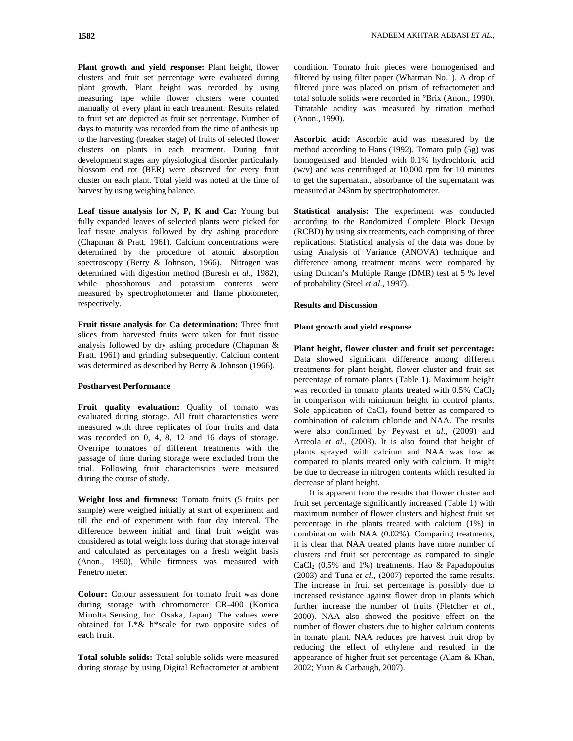**Plant growth and yield response:** Plant height, flower clusters and fruit set percentage were evaluated during plant growth. Plant height was recorded by using measuring tape while flower clusters were counted manually of every plant in each treatment. Results related to fruit set are depicted as fruit set percentage. Number of days to maturity was recorded from the time of anthesis up to the harvesting (breaker stage) of fruits of selected flower clusters on plants in each treatment. During fruit development stages any physiological disorder particularly blossom end rot (BER) were observed for every fruit cluster on each plant. Total yield was noted at the time of harvest by using weighing balance.

**Leaf tissue analysis for N, P, K and Ca:** Young but fully expanded leaves of selected plants were picked for leaf tissue analysis followed by dry ashing procedure (Chapman & Pratt, 1961). Calcium concentrations were determined by the procedure of atomic absorption spectroscopy (Berry & Johnson, 1966). Nitrogen was determined with digestion method (Buresh *et al.*, 1982), while phosphorous and potassium contents were measured by spectrophotometer and flame photometer, respectively.

**Fruit tissue analysis for Ca determination:** Three fruit slices from harvested fruits were taken for fruit tissue analysis followed by dry ashing procedure (Chapman & Pratt, 1961) and grinding subsequently. Calcium content was determined as described by Berry & Johnson (1966).

**Postharvest Performance**

**Fruit quality evaluation:** Quality of tomato was evaluated during storage. All fruit characteristics were measured with three replicates of four fruits and data was recorded on 0, 4, 8, 12 and 16 days of storage. Overripe tomatoes of different treatments with the passage of time during storage were excluded from the trial. Following fruit characteristics were measured during the course of study.

**Weight loss and firmness:** Tomato fruits (5 fruits per sample) were weighed initially at start of experiment and till the end of experiment with four day interval. The difference between initial and final fruit weight was considered as total weight loss during that storage interval and calculated as percentages on a fresh weight basis (Anon., 1990), While firmness was measured with Penetro meter.

**Colour:** Colour assessment for tomato fruit was done during storage with chromometer CR-400 (Konica Minolta Sensing, Inc. Osaka, Japan). The values were obtained for L*& h*scale for two opposite sides of each fruit.

**Total soluble solids:** Total soluble solids were measured during storage by using Digital Refractometer at ambient condition. Tomato fruit pieces were homogenised and filtered by using filter paper (Whatman No.1). A drop of filtered juice was placed on prism of refractometer and total soluble solids were recorded in °Brix (Anon., 1990). Titratable acidity was measured by titration method (Anon., 1990).

**Ascorbic acid:** Ascorbic acid was measured by the method according to Hans (1992). Tomato pulp (5g) was homogenised and blended with 0.1% hydrochloric acid (w/v) and was centrifuged at 10,000 rpm for 10 minutes to get the supernatant, absorbance of the supernatant was measured at 243nm by spectrophotometer.

**Statistical analysis:** The experiment was conducted according to the Randomized Complete Block Design (RCBD) by using six treatments, each comprising of three replications. Statistical analysis of the data was done by using Analysis of Variance (ANOVA) technique and difference among treatment means were compared by using Duncan's Multiple Range (DMR) test at 5 % level of probability (Steel *et al.*, 1997).

## Results and Discussion

### Plant growth and yield response

**Plant height, flower cluster and fruit set percentage:** Data showed significant difference among different treatments for plant height, flower cluster and fruit set percentage of tomato plants (Table 1). Maximum height was recorded in tomato plants treated with 0.5% $CaCl_2$ in comparison with minimum height in control plants. Sole application of $CaCl_2$ found better as compared to combination of calcium chloride and NAA. The results were also confirmed by Peyvast *et al.,* (2009) and Arreola *et al.,* (2008). It is also found that height of plants sprayed with calcium and NAA was low as compared to plants treated only with calcium. It might be due to decrease in nitrogen contents which resulted in decrease of plant height.

It is apparent from the results that flower cluster and fruit set percentage significantly increased (Table 1) with maximum number of flower clusters and highest fruit set percentage in the plants treated with calcium (1%) in combination with NAA (0.02%). Comparing treatments, it is clear that NAA treated plants have more number of clusters and fruit set percentage as compared to single $CaCl_2$ (0.5% and 1%) treatments. Hao & Papadopoulus (2003) and Tuna *et al.,* (2007) reported the same results. The increase in fruit set percentage is possibly due to increased resistance against flower drop in plants which further increase the number of fruits (Fletcher *et al.*, 2000). NAA also showed the positive effect on the number of flower clusters due to higher calcium contents in tomato plant. NAA reduces pre harvest fruit drop by reducing the effect of ethylene and resulted in the appearance of higher fruit set percentage (Alam & Khan, 2002; Yuan & Carbaugh, 2007).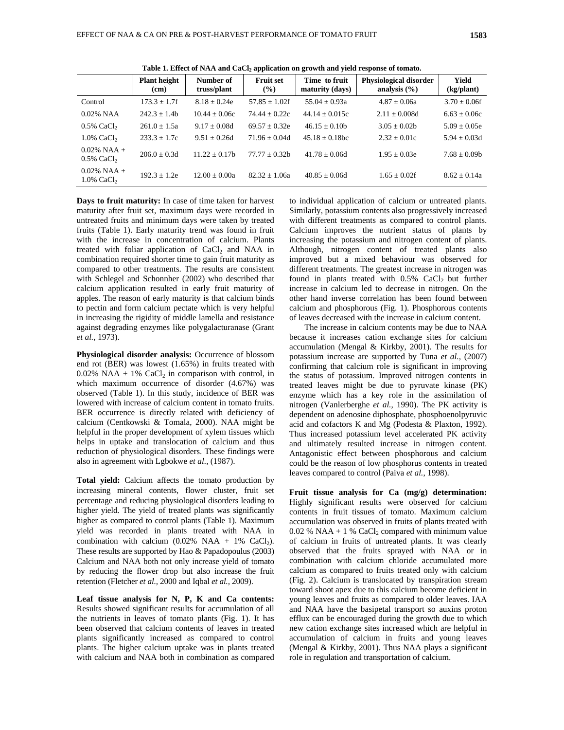**Table 1. Effect of NAA and $CaCl_2$ application on growth and yield response of tomato.**

| | Plant height (cm) | Number of truss/plant | Fruit set (%) | Time to fruit maturity (days) | Physiological disorder analysis (%) | Yield (kg/plant) |
|---|---|---|---|---|---|---|
| Control | 173.3 ± 1.7f | 8.18 ± 0.24e | 57.85 ± 1.02f | 55.04 ± 0.93a | 4.87 ± 0.06a | 3.70 ± 0.06f |
| 0.02% NAA | 242.3 ± 1.4b | 10.44 ± 0.06c | 74.44 ± 0.22c | 44.14 ± 0.015c | 2.11 ± 0.008d | 6.63 ± 0.06c |
| 0.5% $CaCl_2$ | 261.0 ± 1.5a | 9.17 ± 0.08d | 69.57 ± 0.32e | 46.15 ± 0.10b | 3.05 ± 0.02b | 5.09 ± 0.05e |
| 1.0% $CaCl_2$ | 233.3 ± 1.7c | 9.51 ± 0.26d | 71.96 ± 0.04d | 45.18 ± 0.18bc | 2.32 ± 0.01c | 5.94 ± 0.03d |
| 0.02% NAA + 0.5% $CaCl_2$ | 206.0 ± 0.3d | 11.22 ± 0.17b | 77.77 ± 0.32b | 41.78 ± 0.06d | 1.95 ± 0.03e | 7.68 ± 0.09b |
| 0.02% NAA + 1.0% $CaCl_2$ | 192.3 ± 1.2e | 12.00 ± 0.00a | 82.32 ± 1.06a | 40.85 ± 0.06d | 1.65 ± 0.02f | 8.62 ± 0.14a |

**Days to fruit maturity:** In case of time taken for harvest maturity after fruit set, maximum days were recorded in untreated fruits and minimum days were taken by treated fruits (Table 1). Early maturity trend was found in fruit with the increase in concentration of calcium. Plants treated with foliar application of $CaCl_2$ and NAA in combination required shorter time to gain fruit maturity as compared to other treatments. The results are consistent with Schlegel and Schonnher (2002) who described that calcium application resulted in early fruit maturity of apples. The reason of early maturity is that calcium binds to pectin and form calcium pectate which is very helpful in increasing the rigidity of middle lamella and resistance against degrading enzymes like polygalacturanase (Grant *et al.*, 1973).

**Physiological disorder analysis:** Occurrence of blossom end rot (BER) was lowest (1.65%) in fruits treated with 0.02% NAA + 1% $CaCl_2$ in comparison with control, in which maximum occurrence of disorder (4.67%) was observed (Table 1). In this study, incidence of BER was lowered with increase of calcium content in tomato fruits. BER occurrence is directly related with deficiency of calcium (Centkowski & Tomala, 2000). NAA might be helpful in the proper development of xylem tissues which helps in uptake and translocation of calcium and thus reduction of physiological disorders. These findings were also in agreement with Lgbokwe *et al.*, (1987).

**Total yield:** Calcium affects the tomato production by increasing mineral contents, flower cluster, fruit set percentage and reducing physiological disorders leading to higher yield. The yield of treated plants was significantly higher as compared to control plants (Table 1). Maximum yield was recorded in plants treated with NAA in combination with calcium (0.02% NAA + 1% $CaCl_2$). These results are supported by Hao & Papadopoulus (2003) Calcium and NAA both not only increase yield of tomato by reducing the flower drop but also increase the fruit retention (Fletcher *et al.*, 2000 and Iqbal *et al.*, 2009).

**Leaf tissue analysis for N, P, K and Ca contents:** Results showed significant results for accumulation of all the nutrients in leaves of tomato plants (Fig. 1). It has been observed that calcium contents of leaves in treated plants significantly increased as compared to control plants. The higher calcium uptake was in plants treated with calcium and NAA both in combination as compared to individual application of calcium or untreated plants. Similarly, potassium contents also progressively increased with different treatments as compared to control plants. Calcium improves the nutrient status of plants by increasing the potassium and nitrogen content of plants. Although, nitrogen content of treated plants also improved but a mixed behaviour was observed for different treatments. The greatest increase in nitrogen was found in plants treated with 0.5% $CaCl_2$ but further increase in calcium led to decrease in nitrogen. On the other hand inverse correlation has been found between calcium and phosphorous (Fig. 1). Phosphorous contents of leaves decreased with the increase in calcium content.

The increase in calcium contents may be due to NAA because it increases cation exchange sites for calcium accumulation (Mengal & Kirkby, 2001). The results for potassium increase are supported by Tuna *et al.,* (2007) confirming that calcium role is significant in improving the status of potassium. Improved nitrogen contents in treated leaves might be due to pyruvate kinase (PK) enzyme which has a key role in the assimilation of nitrogen (Vanlerberghe *et al.*, 1990). The PK activity is dependent on adenosine diphosphate, phosphoenolpyruvic acid and cofactors K and Mg (Podesta & Plaxton, 1992). Thus increased potassium level accelerated PK activity and ultimately resulted increase in nitrogen content. Antagonistic effect between phosphorous and calcium could be the reason of low phosphorus contents in treated leaves compared to control (Paiva *et al.*, 1998).

**Fruit tissue analysis for Ca (mg/g) determination:** Highly significant results were observed for calcium contents in fruit tissues of tomato. Maximum calcium accumulation was observed in fruits of plants treated with 0.02 % NAA + 1 % $CaCl_2$ compared with minimum value of calcium in fruits of untreated plants. It was clearly observed that the fruits sprayed with NAA or in combination with calcium chloride accumulated more calcium as compared to fruits treated only with calcium (Fig. 2). Calcium is translocated by transpiration stream toward shoot apex due to this calcium become deficient in young leaves and fruits as compared to older leaves. IAA and NAA have the basipetal transport so auxins proton efflux can be encouraged during the growth due to which new cation exchange sites increased which are helpful in accumulation of calcium in fruits and young leaves (Mengal & Kirkby, 2001). Thus NAA plays a significant role in regulation and transportation of calcium.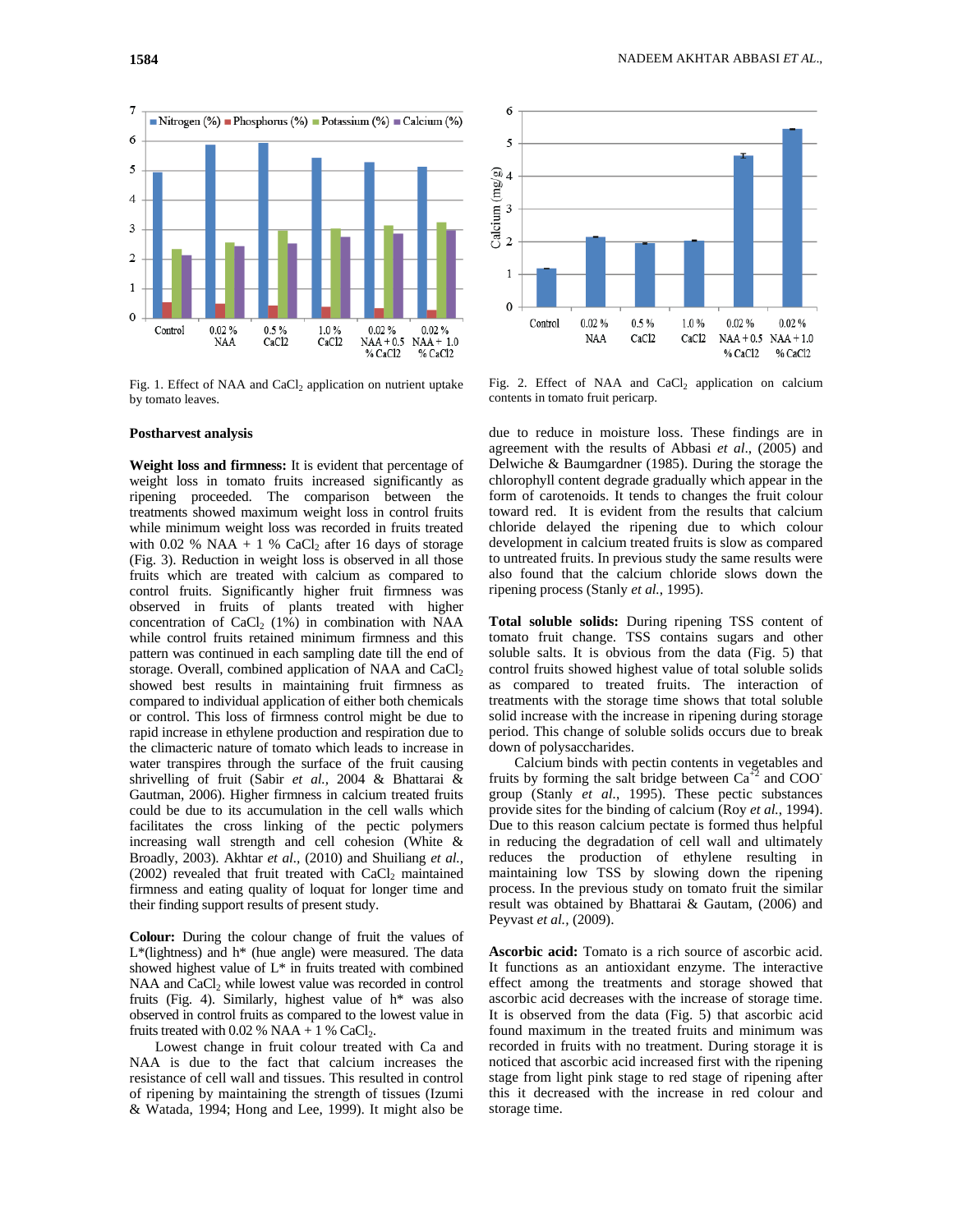Fig. 1. Effect of NAA and $CaCl_2$ application on nutrient uptake by tomato leaves.

Fig. 2. Effect of NAA and $CaCl_2$ application on calcium contents in tomato fruit pericarp.

## Postharvest analysis

**Weight loss and firmness:** It is evident that percentage of weight loss in tomato fruits increased significantly as ripening proceeded. The comparison between the treatments showed maximum weight loss in control fruits while minimum weight loss was recorded in fruits treated with 0.02 % NAA + 1 % $CaCl_2$ after 16 days of storage (Fig. 3). Reduction in weight loss is observed in all those fruits which are treated with calcium as compared to control fruits. Significantly higher fruit firmness was observed in fruits of plants treated with higher concentration of $CaCl_2$ (1%) in combination with NAA while control fruits retained minimum firmness and this pattern was continued in each sampling date till the end of storage. Overall, combined application of NAA and $CaCl_2$ showed best results in maintaining fruit firmness as compared to individual application of either both chemicals or control. This loss of firmness control might be due to rapid increase in ethylene production and respiration due to the climacteric nature of tomato which leads to increase in water transpires through the surface of the fruit causing shrivelling of fruit (Sabir *et al.*, 2004 & Bhattarai & Gautman, 2006). Higher firmness in calcium treated fruits could be due to its accumulation in the cell walls which facilitates the cross linking of the pectic polymers increasing wall strength and cell cohesion (White & Broadly, 2003). Akhtar *et al.*, (2010) and Shuiliang *et al.*, (2002) revealed that fruit treated with $CaCl_2$ maintained firmness and eating quality of loquat for longer time and their finding support results of present study.

**Colour:** During the colour change of fruit the values of L*(lightness) and h* (hue angle) were measured. The data showed highest value of L* in fruits treated with combined NAA and $CaCl_2$ while lowest value was recorded in control fruits (Fig. 4). Similarly, highest value of h* was also observed in control fruits as compared to the lowest value in fruits treated with 0.02 % NAA + 1 % $CaCl_2$.

Lowest change in fruit colour treated with Ca and NAA is due to the fact that calcium increases the resistance of cell wall and tissues. This resulted in control of ripening by maintaining the strength of tissues (Izumi & Watada, 1994; Hong and Lee, 1999). It might also be due to reduce in moisture loss. These findings are in agreement with the results of Abbasi *et al.*, (2005) and Delwiche & Baumgardner (1985). During the storage the chlorophyll content degrade gradually which appear in the form of carotenoids. It tends to changes the fruit colour toward red. It is evident from the results that calcium chloride delayed the ripening due to which colour development in calcium treated fruits is slow as compared to untreated fruits. In previous study the same results were also found that the calcium chloride slows down the ripening process (Stanly *et al.*, 1995).

**Total soluble solids:** During ripening TSS content of tomato fruit change. TSS contains sugars and other soluble salts. It is obvious from the data (Fig. 5) that control fruits showed highest value of total soluble solids as compared to treated fruits. The interaction of treatments with the storage time shows that total soluble solid increase with the increase in ripening during storage period. This change of soluble solids occurs due to break down of polysaccharides.

Calcium binds with pectin contents in vegetables and fruits by forming the salt bridge between $Ca^{+2}$ and $COO^-$ group (Stanly *et al.*, 1995). These pectic substances provide sites for the binding of calcium (Roy *et al.*, 1994). Due to this reason calcium pectate is formed thus helpful in reducing the degradation of cell wall and ultimately reduces the production of ethylene resulting in maintaining low TSS by slowing down the ripening process. In the previous study on tomato fruit the similar result was obtained by Bhattarai & Gautam, (2006) and Peyvast *et al.*, (2009).

**Ascorbic acid:** Tomato is a rich source of ascorbic acid. It functions as an antioxidant enzyme. The interactive effect among the treatments and storage showed that ascorbic acid decreases with the increase of storage time. It is observed from the data (Fig. 5) that ascorbic acid found maximum in the treated fruits and minimum was recorded in fruits with no treatment. During storage it is noticed that ascorbic acid increased first with the ripening stage from light pink stage to red stage of ripening after this it decreased with the increase in red colour and storage time.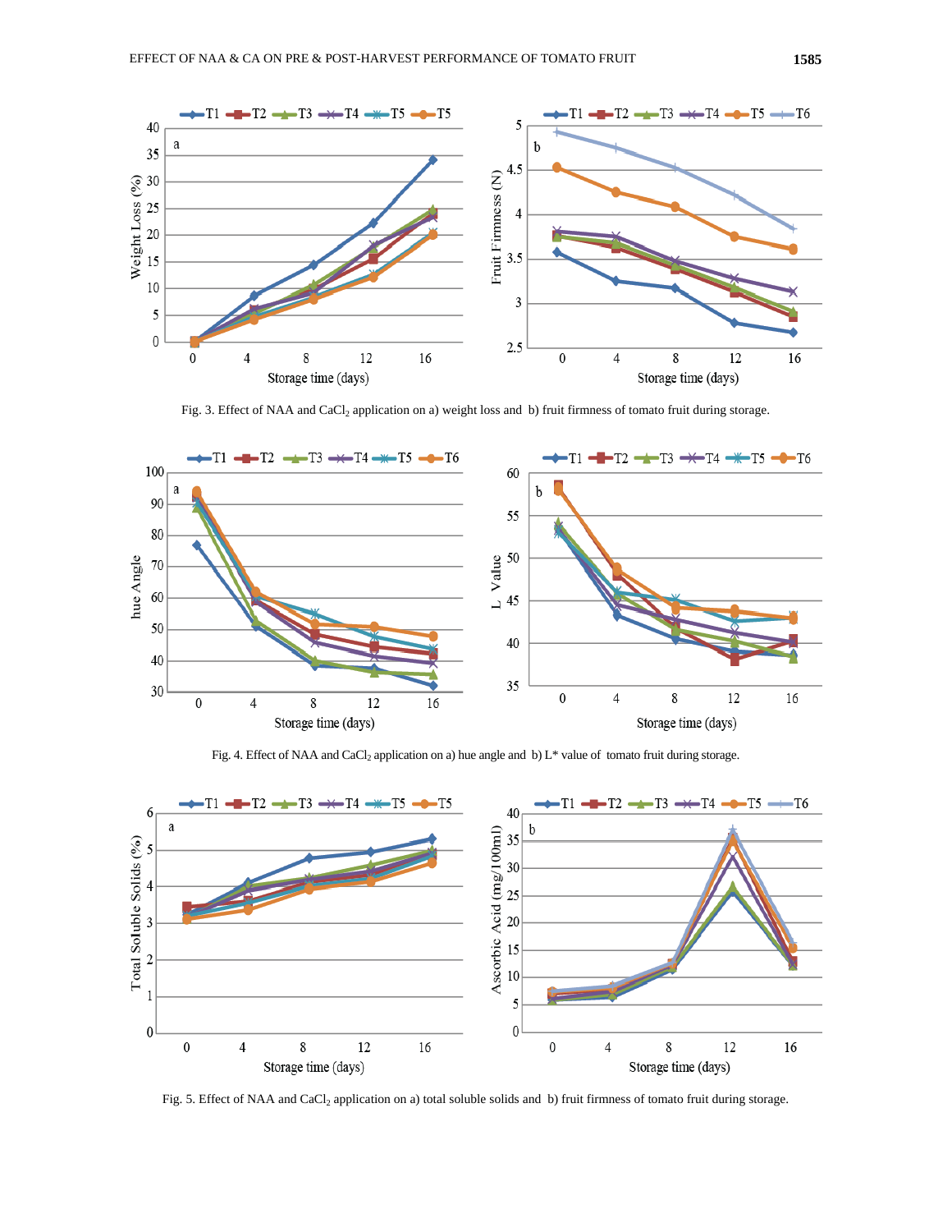Fig. 3. Effect of NAA and $CaCl_2$ application on a) weight loss and b) fruit firmness of tomato fruit during storage.

Fig. 4. Effect of NAA and $CaCl_2$ application on a) hue angle and b) L* value of tomato fruit during storage.

Fig. 5. Effect of NAA and $CaCl_2$ application on a) total soluble solids and b) fruit firmness of tomato fruit during storage.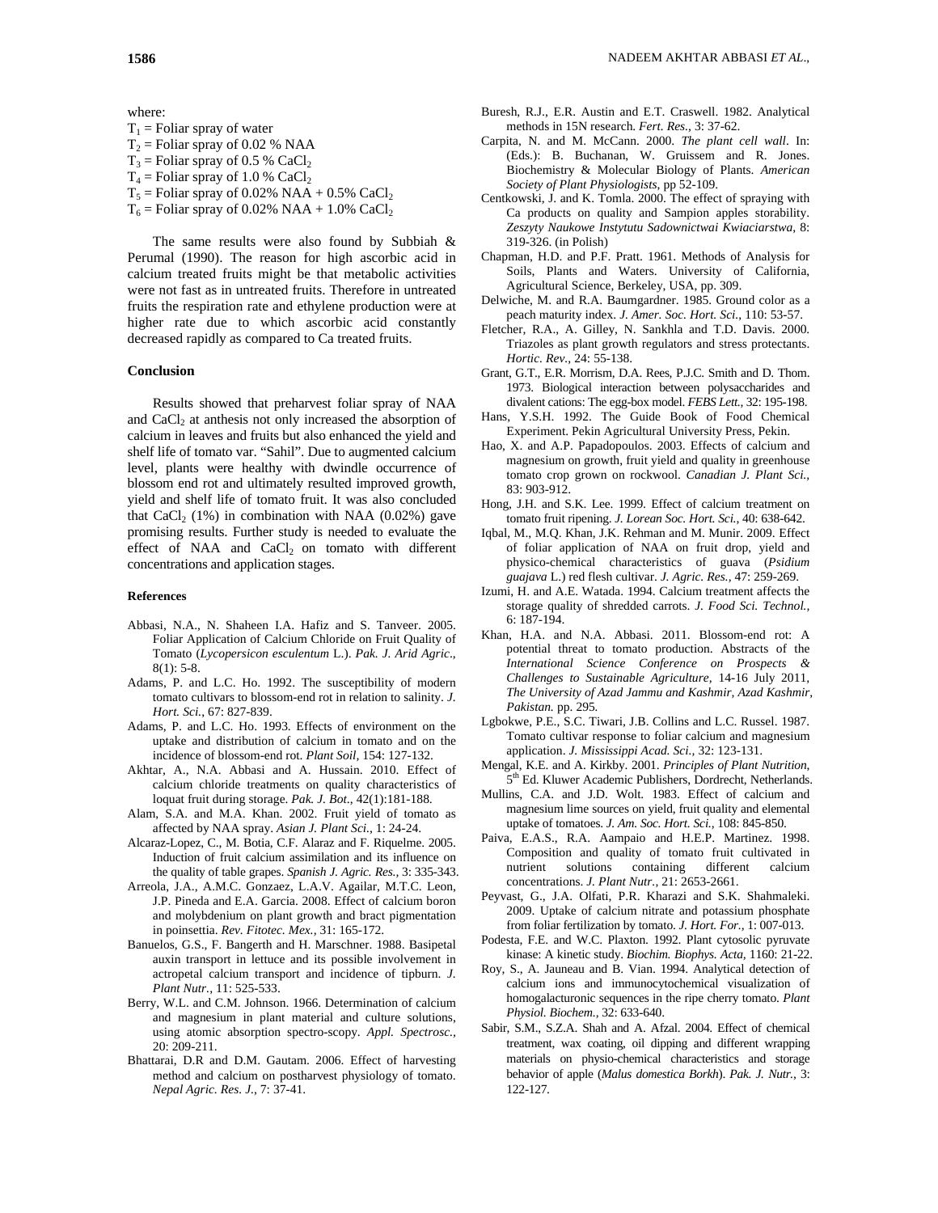where:

$T_1$ = Foliar spray of water

$T_2$ = Foliar spray of 0.02 % NAA

$T_3$ = Foliar spray of 0.5 % $CaCl_2$

$T_4$ = Foliar spray of 1.0 % $CaCl_2$

$T_5$ = Foliar spray of 0.02% NAA + 0.5% $CaCl_2$

$T_6$ = Foliar spray of 0.02% NAA + 1.0% $CaCl_2$

The same results were also found by Subbiah & Perumal (1990). The reason for high ascorbic acid in calcium treated fruits might be that metabolic activities were not fast as in untreated fruits. Therefore in untreated fruits the respiration rate and ethylene production were at higher rate due to which ascorbic acid constantly decreased rapidly as compared to Ca treated fruits.

## Conclusion

Results showed that preharvest foliar spray of NAA and $CaCl_2$ at anthesis not only increased the absorption of calcium in leaves and fruits but also enhanced the yield and shelf life of tomato var. "Sahil". Due to augmented calcium level, plants were healthy with dwindle occurrence of blossom end rot and ultimately resulted improved growth, yield and shelf life of tomato fruit. It was also concluded that $CaCl_2$ (1%) in combination with NAA (0.02%) gave promising results. Further study is needed to evaluate the effect of NAA and $CaCl_2$ on tomato with different concentrations and application stages.

## References

Abbasi, N.A., N. Shaheen I.A. Hafiz and S. Tanveer. 2005. Foliar Application of Calcium Chloride on Fruit Quality of Tomato (*Lycopersicon esculentum* L.). *Pak. J. Arid Agric*., 8(1): 5-8.

Adams, P. and L.C. Ho. 1992. The susceptibility of modern tomato cultivars to blossom-end rot in relation to salinity. *J. Hort. Sci.*, 67: 827-839.

Adams, P. and L.C. Ho. 1993. Effects of environment on the uptake and distribution of calcium in tomato and on the incidence of blossom-end rot. *Plant Soil*, 154: 127-132.

Akhtar, A., N.A. Abbasi and A. Hussain. 2010. Effect of calcium chloride treatments on quality characteristics of loquat fruit during storage. *Pak. J. Bot*., 42(1):181-188.

Alam, S.A. and M.A. Khan. 2002. Fruit yield of tomato as affected by NAA spray. *Asian J. Plant Sci.*, 1: 24-24.

Alcaraz-Lopez, C., M. Botia, C.F. Alaraz and F. Riquelme. 2005. Induction of fruit calcium assimilation and its influence on the quality of table grapes. *Spanish J. Agric. Res.*, 3: 335-343.

Arreola, J.A., A.M.C. Gonzaez, L.A.V. Agailar, M.T.C. Leon, J.P. Pineda and E.A. Garcia. 2008. Effect of calcium boron and molybdenium on plant growth and bract pigmentation in poinsettia. *Rev. Fitotec. Mex.*, 31: 165-172.

Banuelos, G.S., F. Bangerth and H. Marschner. 1988. Basipetal auxin transport in lettuce and its possible involvement in actropetal calcium transport and incidence of tipburn. *J. Plant Nutr.*, 11: 525-533.

Berry, W.L. and C.M. Johnson. 1966. Determination of calcium and magnesium in plant material and culture solutions, using atomic absorption spectro-scopy. *Appl. Spectrosc.*, 20: 209-211.

Bhattarai, D.R and D.M. Gautam. 2006. Effect of harvesting method and calcium on postharvest physiology of tomato. *Nepal Agric. Res. J.*, 7: 37-41.

Buresh, R.J., E.R. Austin and E.T. Craswell. 1982. Analytical methods in 15N research. *Fert. Res.*, 3: 37-62.

Carpita, N. and M. McCann. 2000. *The plant cell wall*. In: (Eds.): B. Buchanan, W. Gruissem and R. Jones. Biochemistry & Molecular Biology of Plants. *American Society of Plant Physiologists*, pp 52-109.

Centkowski, J. and K. Tomla. 2000. The effect of spraying with Ca products on quality and Sampion apples storability. *Zeszyty Naukowe Instytutu Sadownictwai Kwiaciarstwa*, 8: 319-326. (in Polish)

Chapman, H.D. and P.F. Pratt. 1961. Methods of Analysis for Soils, Plants and Waters. University of California, Agricultural Science, Berkeley, USA, pp. 309.

Delwiche, M. and R.A. Baumgardner. 1985. Ground color as a peach maturity index. *J. Amer. Soc. Hort. Sci*., 110: 53-57.

Fletcher, R.A., A. Gilley, N. Sankhla and T.D. Davis. 2000. Triazoles as plant growth regulators and stress protectants. *Hortic. Rev.*, 24: 55-138.

Grant, G.T., E.R. Morrism, D.A. Rees, P.J.C. Smith and D. Thom. 1973. Biological interaction between polysaccharides and divalent cations: The egg-box model. *FEBS Lett.*, 32: 195-198.

Hans, Y.S.H. 1992. The Guide Book of Food Chemical Experiment. Pekin Agricultural University Press, Pekin.

Hao, X. and A.P. Papadopoulos. 2003. Effects of calcium and magnesium on growth, fruit yield and quality in greenhouse tomato crop grown on rockwool. *Canadian J. Plant Sci.*, 83: 903-912.

Hong, J.H. and S.K. Lee. 1999. Effect of calcium treatment on tomato fruit ripening. *J. Lorean Soc. Hort. Sci.*, 40: 638-642.

Iqbal, M., M.Q. Khan, J.K. Rehman and M. Munir. 2009. Effect of foliar application of NAA on fruit drop, yield and physico-chemical characteristics of guava (*Psidium guajava* L.) red flesh cultivar. *J. Agric. Res.*, 47: 259-269.

Izumi, H. and A.E. Watada. 1994. Calcium treatment affects the storage quality of shredded carrots. *J. Food Sci. Technol.*, 6: 187-194.

Khan, H.A. and N.A. Abbasi. 2011. Blossom-end rot: A potential threat to tomato production. Abstracts of the *International Science Conference on Prospects & Challenges to Sustainable Agriculture*, 14-16 July 2011, *The University of Azad Jammu and Kashmir, Azad Kashmir, Pakistan*. pp. 295.

Lgbokwe, P.E., S.C. Tiwari, J.B. Collins and L.C. Russel. 1987. Tomato cultivar response to foliar calcium and magnesium application. *J. Mississippi Acad. Sci.*, 32: 123-131.

Mengal, K.E. and A. Kirkby. 2001. *Principles of Plant Nutrition*, 5th Ed. Kluwer Academic Publishers, Dordrecht, Netherlands.

Mullins, C.A. and J.D. Wolt. 1983. Effect of calcium and magnesium lime sources on yield, fruit quality and elemental uptake of tomatoes. *J. Am. Soc. Hort. Sci.*, 108: 845-850.

Paiva, E.A.S., R.A. Aampaio and H.E.P. Martinez. 1998. Composition and quality of tomato fruit cultivated in nutrient solutions containing different calcium concentrations. *J. Plant Nutr.*, 21: 2653-2661.

Peyvast, G., J.A. Olfati, P.R. Kharazi and S.K. Shahmaleki. 2009. Uptake of calcium nitrate and potassium phosphate from foliar fertilization by tomato. *J. Hort. For.*, 1: 007-013.

Podesta, F.E. and W.C. Plaxton. 1992. Plant cytosolic pyruvate kinase: A kinetic study. *Biochim. Biophys. Acta*, 1160: 21-22.

Roy, S., A. Jauneau and B. Vian. 1994. Analytical detection of calcium ions and immunocytochemical visualization of homogalacturonic sequences in the ripe cherry tomato. *Plant Physiol. Biochem.*, 32: 633-640.

Sabir, S.M., S.Z.A. Shah and A. Afzal. 2004. Effect of chemical treatment, wax coating, oil dipping and different wrapping materials on physio-chemical characteristics and storage behavior of apple (*Malus domestica Borkh*). *Pak. J. Nutr.*, 3: 122-127.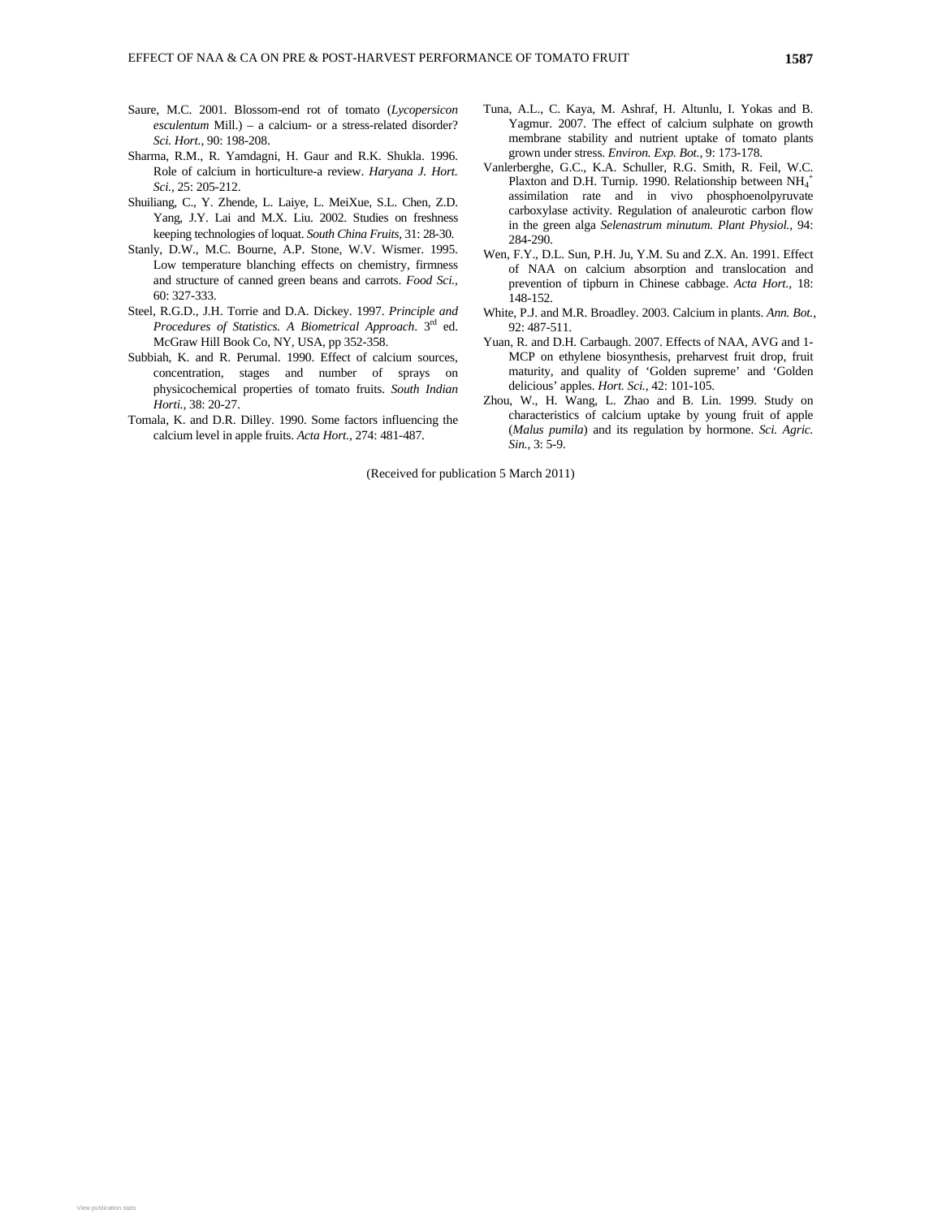Saure, M.C. 2001. Blossom-end rot of tomato (*Lycopersicon esculentum* Mill.) – a calcium- or a stress-related disorder? *Sci. Hort.*, 90: 198-208.

Sharma, R.M., R. Yamdagni, H. Gaur and R.K. Shukla. 1996. Role of calcium in horticulture-a review. *Haryana J. Hort. Sci.*, 25: 205-212.

Shuiliang, C., Y. Zhende, L. Laiye, L. MeiXue, S.L. Chen, Z.D. Yang, J.Y. Lai and M.X. Liu. 2002. Studies on freshness keeping technologies of loquat. *South China Fruits*, 31: 28-30.

Stanly, D.W., M.C. Bourne, A.P. Stone, W.V. Wismer. 1995. Low temperature blanching effects on chemistry, firmness and structure of canned green beans and carrots. *Food Sci.*, 60: 327-333.

Steel, R.G.D., J.H. Torrie and D.A. Dickey. 1997. *Principle and Procedures of Statistics. A Biometrical Approach*. 3rd ed. McGraw Hill Book Co, NY, USA, pp 352-358.

Subbiah, K. and R. Perumal. 1990. Effect of calcium sources, concentration, stages and number of sprays on physicochemical properties of tomato fruits. *South Indian Horti.*, 38: 20-27.

Tomala, K. and D.R. Dilley. 1990. Some factors influencing the calcium level in apple fruits. *Acta Hort.*, 274: 481-487.

Tuna, A.L., C. Kaya, M. Ashraf, H. Altunlu, I. Yokas and B. Yagmur. 2007. The effect of calcium sulphate on growth membrane stability and nutrient uptake of tomato plants grown under stress. *Environ. Exp. Bot.*, 9: 173-178.

Vanlerberghe, G.C., K.A. Schuller, R.G. Smith, R. Feil, W.C. Plaxton and D.H. Turnip. 1990. Relationship between $NH_4^+$ assimilation rate and in vivo phosphoenolpyruvate carboxylase activity. Regulation of analeurotic carbon flow in the green alga *Selenastrum minutum. Plant Physiol.*, 94: 284-290.

Wen, F.Y., D.L. Sun, P.H. Ju, Y.M. Su and Z.X. An. 1991. Effect of NAA on calcium absorption and translocation and prevention of tipburn in Chinese cabbage. *Acta Hort.*, 18: 148-152.

White, P.J. and M.R. Broadley. 2003. Calcium in plants. *Ann. Bot.*, 92: 487-511.

Yuan, R. and D.H. Carbaugh. 2007. Effects of NAA, AVG and 1-MCP on ethylene biosynthesis, preharvest fruit drop, fruit maturity, and quality of 'Golden supreme' and 'Golden delicious' apples. *Hort. Sci.*, 42: 101-105.

Zhou, W., H. Wang, L. Zhao and B. Lin. 1999. Study on characteristics of calcium uptake by young fruit of apple (*Malus pumila*) and its regulation by hormone. *Sci. Agric. Sin.*, 3: 5-9.

(Received for publication 5 March 2011)